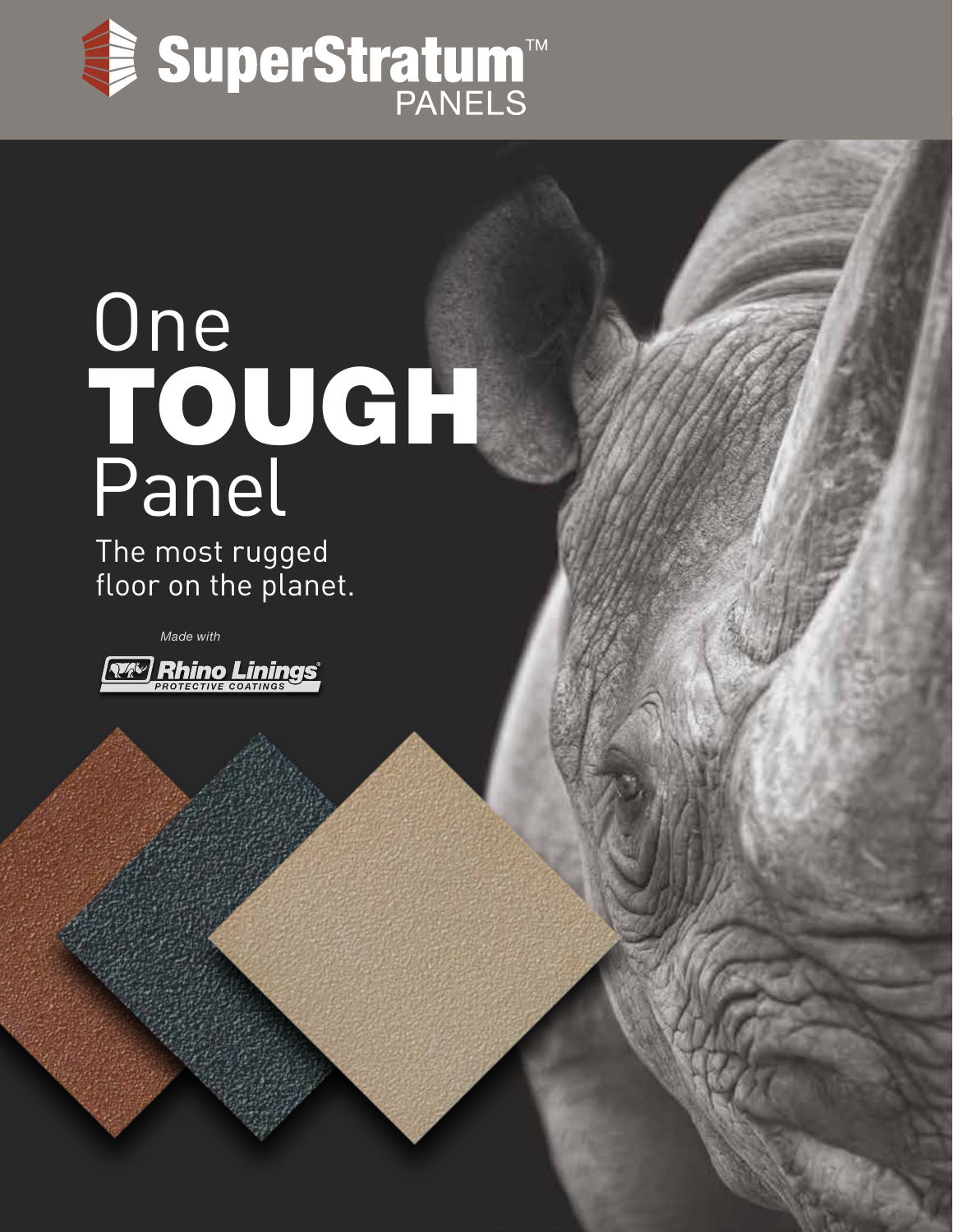# SuperStratum™ PANELS

# One **TOUGH** Panel

The most rugged floor on the planet.

*Made with*

**Rhino Linings®** PROTECTIVE COATINGS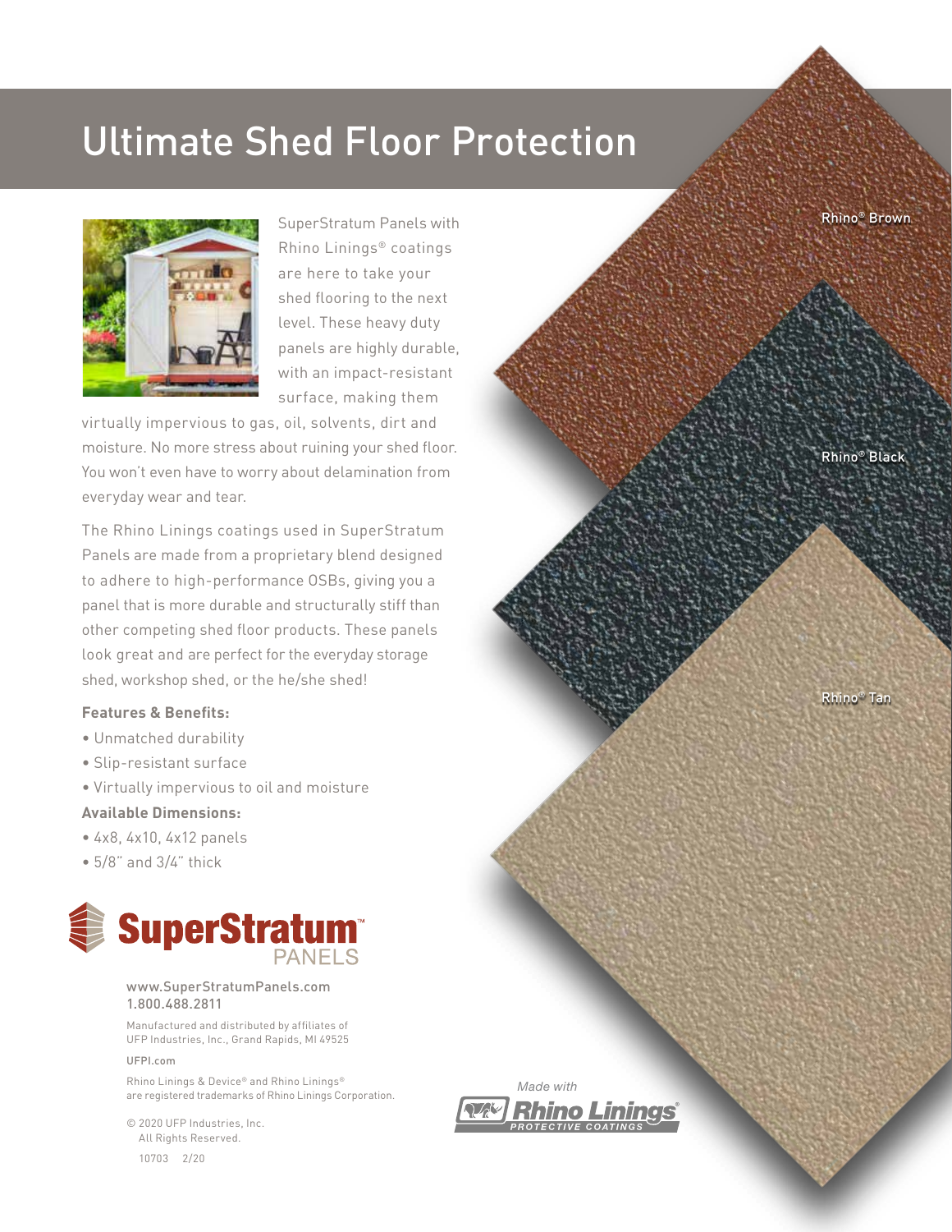# Ultimate Shed Floor Protection

SuperStratum Panels with Rhino Linings® coatings are here to take your shed flooring to the next level. These heavy duty panels are highly durable, with an impact-resistant surface, making them virtually impervious to gas, oil, solvents, dirt and moisture. No more stress about ruining your shed floor. You won't even have to worry about delamination from everyday wear and tear.

The Rhino Linings coatings used in SuperStratum Panels are made from a proprietary blend designed to adhere to high-performance OSBs, giving you a panel that is more durable and structurally stiff than other competing shed floor products. These panels look great and are perfect for the everyday storage shed, workshop shed, or the he/she shed!

**Features & Benefits:**

- Unmatched durability
- Slip-resistant surface
- Virtually impervious to oil and moisture

**Available Dimensions:**

- 4x8, 4x10, 4x12 panels
- 5/8" and 3/4" thick

Rhino® Brown

Rhino® Black

Rhino® Tan

SuperStratum™ PANELS

www.SuperStratumPanels.com
1.800.488.2811

Manufactured and distributed by affiliates of UFP Industries, Inc., Grand Rapids, MI 49525

UFPI.com

Rhino Linings & Device® and Rhino Linings® are registered trademarks of Rhino Linings Corporation.

© 2020 UFP Industries, Inc. All Rights Reserved.

10703 2/20

*Made with*
Rhino Linings® PROTECTIVE COATINGS